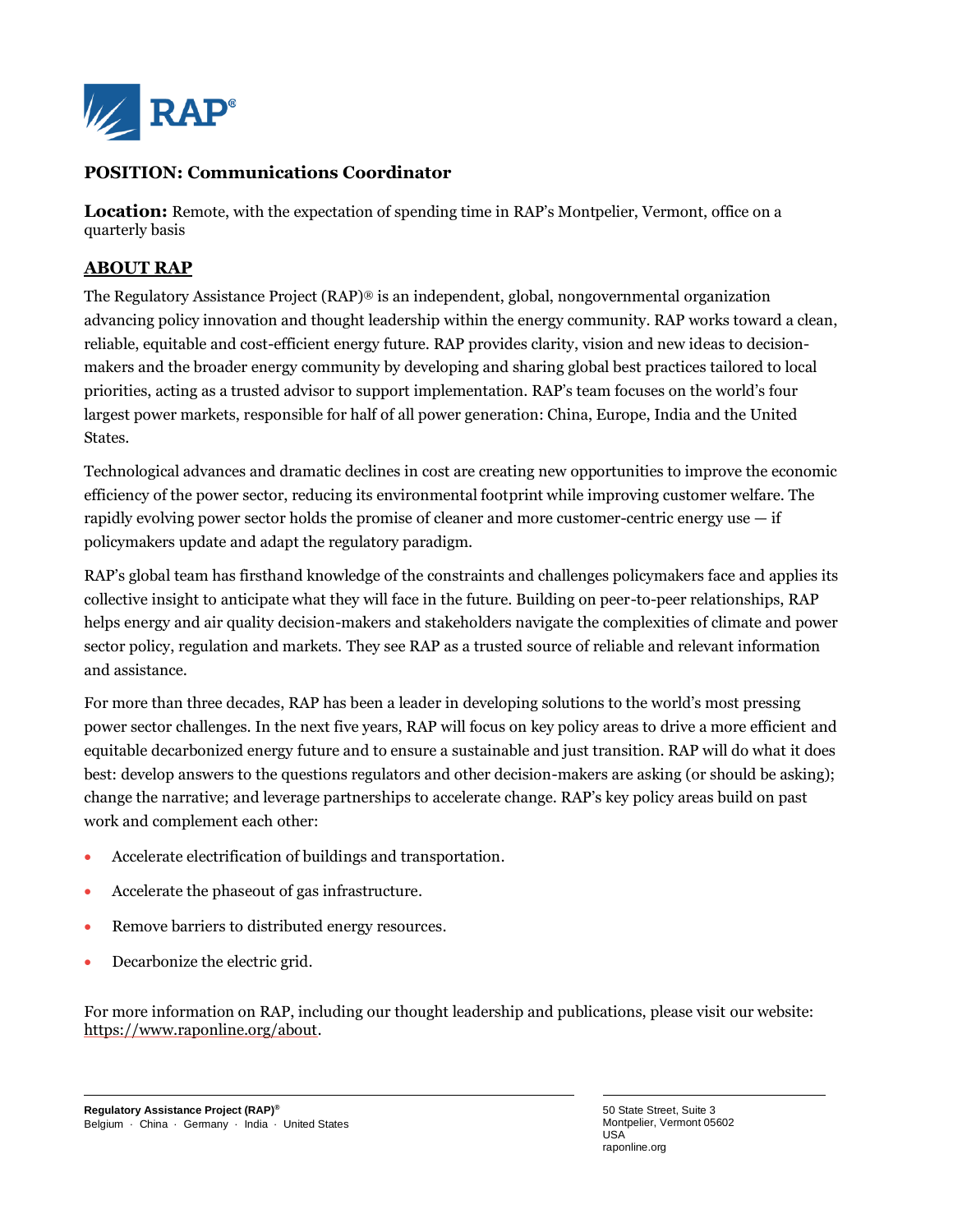# POSITION: Communications Coordinator

**Location:** Remote, with the expectation of spending time in RAP's Montpelier, Vermont, office on a quarterly basis

## ABOUT RAP

The Regulatory Assistance Project (RAP)® is an independent, global, nongovernmental organization advancing policy innovation and thought leadership within the energy community. RAP works toward a clean, reliable, equitable and cost-efficient energy future. RAP provides clarity, vision and new ideas to decision-makers and the broader energy community by developing and sharing global best practices tailored to local priorities, acting as a trusted advisor to support implementation. RAP's team focuses on the world's four largest power markets, responsible for half of all power generation: China, Europe, India and the United States.

Technological advances and dramatic declines in cost are creating new opportunities to improve the economic efficiency of the power sector, reducing its environmental footprint while improving customer welfare. The rapidly evolving power sector holds the promise of cleaner and more customer-centric energy use — if policymakers update and adapt the regulatory paradigm.

RAP's global team has firsthand knowledge of the constraints and challenges policymakers face and applies its collective insight to anticipate what they will face in the future. Building on peer-to-peer relationships, RAP helps energy and air quality decision-makers and stakeholders navigate the complexities of climate and power sector policy, regulation and markets. They see RAP as a trusted source of reliable and relevant information and assistance.

For more than three decades, RAP has been a leader in developing solutions to the world's most pressing power sector challenges. In the next five years, RAP will focus on key policy areas to drive a more efficient and equitable decarbonized energy future and to ensure a sustainable and just transition. RAP will do what it does best: develop answers to the questions regulators and other decision-makers are asking (or should be asking); change the narrative; and leverage partnerships to accelerate change. RAP's key policy areas build on past work and complement each other:

- Accelerate electrification of buildings and transportation.
- Accelerate the phaseout of gas infrastructure.
- Remove barriers to distributed energy resources.
- Decarbonize the electric grid.

For more information on RAP, including our thought leadership and publications, please visit our website: https://www.raponline.org/about.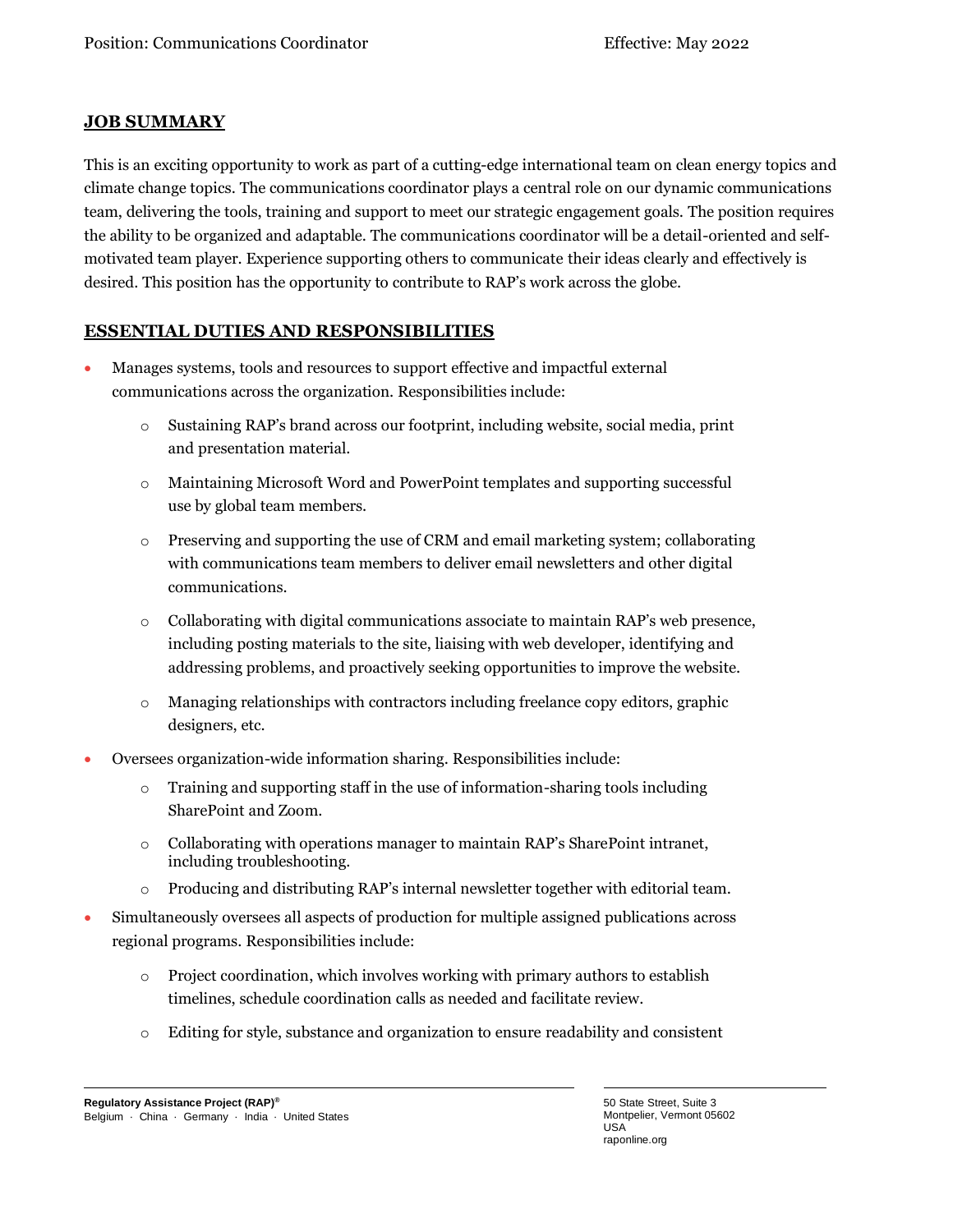## JOB SUMMARY

This is an exciting opportunity to work as part of a cutting-edge international team on clean energy topics and climate change topics. The communications coordinator plays a central role on our dynamic communications team, delivering the tools, training and support to meet our strategic engagement goals. The position requires the ability to be organized and adaptable. The communications coordinator will be a detail-oriented and self-motivated team player. Experience supporting others to communicate their ideas clearly and effectively is desired. This position has the opportunity to contribute to RAP's work across the globe.

## ESSENTIAL DUTIES AND RESPONSIBILITIES

- Manages systems, tools and resources to support effective and impactful external communications across the organization. Responsibilities include:
  - Sustaining RAP's brand across our footprint, including website, social media, print and presentation material.
  - Maintaining Microsoft Word and PowerPoint templates and supporting successful use by global team members.
  - Preserving and supporting the use of CRM and email marketing system; collaborating with communications team members to deliver email newsletters and other digital communications.
  - Collaborating with digital communications associate to maintain RAP's web presence, including posting materials to the site, liaising with web developer, identifying and addressing problems, and proactively seeking opportunities to improve the website.
  - Managing relationships with contractors including freelance copy editors, graphic designers, etc.
- Oversees organization-wide information sharing. Responsibilities include:
  - Training and supporting staff in the use of information-sharing tools including SharePoint and Zoom.
  - Collaborating with operations manager to maintain RAP's SharePoint intranet, including troubleshooting.
  - Producing and distributing RAP's internal newsletter together with editorial team.
- Simultaneously oversees all aspects of production for multiple assigned publications across regional programs. Responsibilities include:
  - Project coordination, which involves working with primary authors to establish timelines, schedule coordination calls as needed and facilitate review.
  - Editing for style, substance and organization to ensure readability and consistent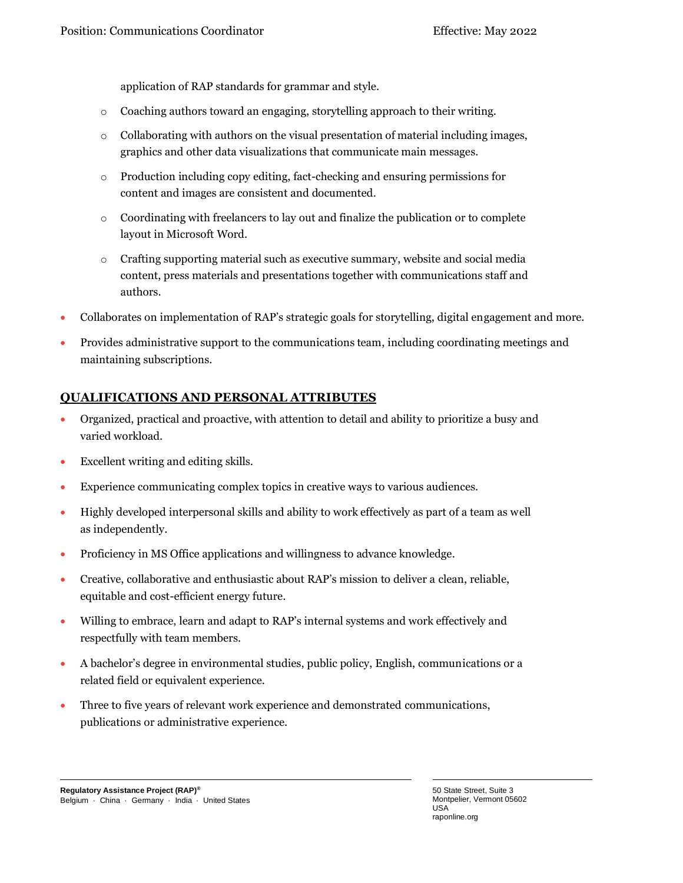application of RAP standards for grammar and style.

  - Coaching authors toward an engaging, storytelling approach to their writing.
  - Collaborating with authors on the visual presentation of material including images, graphics and other data visualizations that communicate main messages.
  - Production including copy editing, fact-checking and ensuring permissions for content and images are consistent and documented.
  - Coordinating with freelancers to lay out and finalize the publication or to complete layout in Microsoft Word.
  - Crafting supporting material such as executive summary, website and social media content, press materials and presentations together with communications staff and authors.
- Collaborates on implementation of RAP's strategic goals for storytelling, digital engagement and more.
- Provides administrative support to the communications team, including coordinating meetings and maintaining subscriptions.

## QUALIFICATIONS AND PERSONAL ATTRIBUTES

- Organized, practical and proactive, with attention to detail and ability to prioritize a busy and varied workload.
- Excellent writing and editing skills.
- Experience communicating complex topics in creative ways to various audiences.
- Highly developed interpersonal skills and ability to work effectively as part of a team as well as independently.
- Proficiency in MS Office applications and willingness to advance knowledge.
- Creative, collaborative and enthusiastic about RAP's mission to deliver a clean, reliable, equitable and cost-efficient energy future.
- Willing to embrace, learn and adapt to RAP's internal systems and work effectively and respectfully with team members.
- A bachelor's degree in environmental studies, public policy, English, communications or a related field or equivalent experience.
- Three to five years of relevant work experience and demonstrated communications, publications or administrative experience.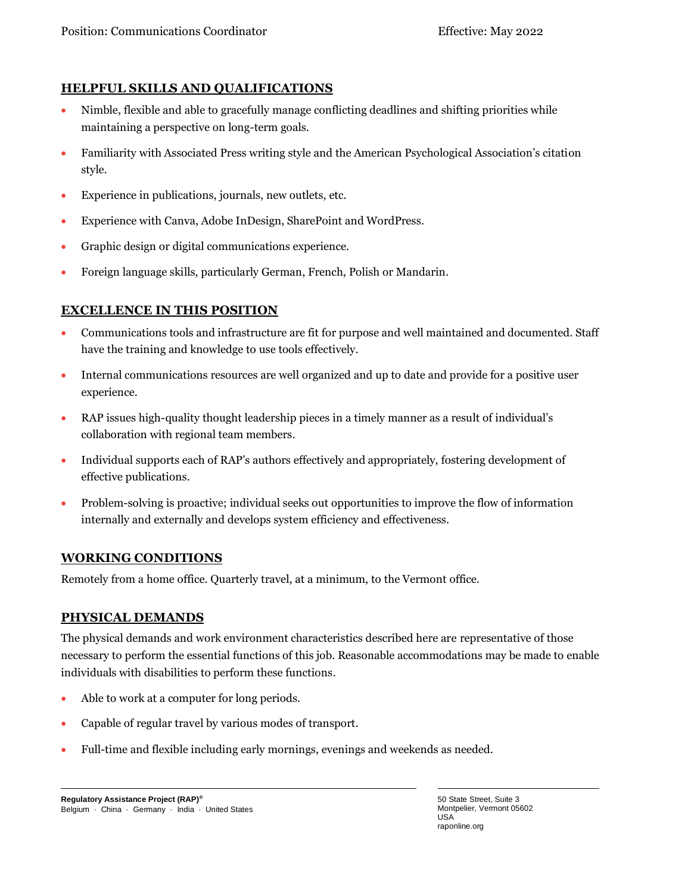## HELPFUL SKILLS AND QUALIFICATIONS

- Nimble, flexible and able to gracefully manage conflicting deadlines and shifting priorities while maintaining a perspective on long-term goals.
- Familiarity with Associated Press writing style and the American Psychological Association's citation style.
- Experience in publications, journals, new outlets, etc.
- Experience with Canva, Adobe InDesign, SharePoint and WordPress.
- Graphic design or digital communications experience.
- Foreign language skills, particularly German, French, Polish or Mandarin.

## EXCELLENCE IN THIS POSITION

- Communications tools and infrastructure are fit for purpose and well maintained and documented. Staff have the training and knowledge to use tools effectively.
- Internal communications resources are well organized and up to date and provide for a positive user experience.
- RAP issues high-quality thought leadership pieces in a timely manner as a result of individual's collaboration with regional team members.
- Individual supports each of RAP's authors effectively and appropriately, fostering development of effective publications.
- Problem-solving is proactive; individual seeks out opportunities to improve the flow of information internally and externally and develops system efficiency and effectiveness.

## WORKING CONDITIONS

Remotely from a home office. Quarterly travel, at a minimum, to the Vermont office.

## PHYSICAL DEMANDS

The physical demands and work environment characteristics described here are representative of those necessary to perform the essential functions of this job. Reasonable accommodations may be made to enable individuals with disabilities to perform these functions.

- Able to work at a computer for long periods.
- Capable of regular travel by various modes of transport.
- Full-time and flexible including early mornings, evenings and weekends as needed.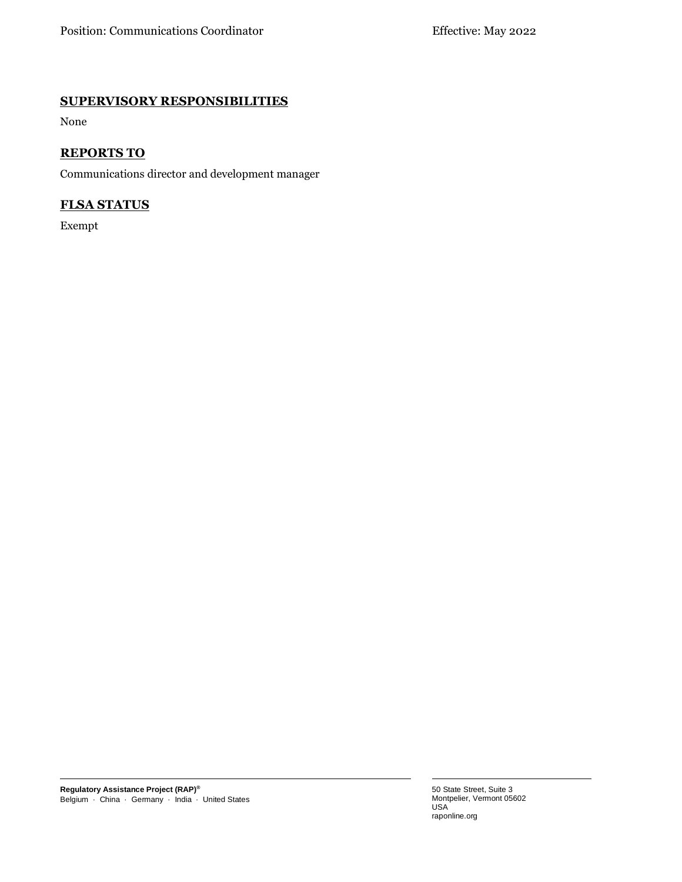## SUPERVISORY RESPONSIBILITIES

None

## REPORTS TO

Communications director and development manager

## FLSA STATUS

Exempt